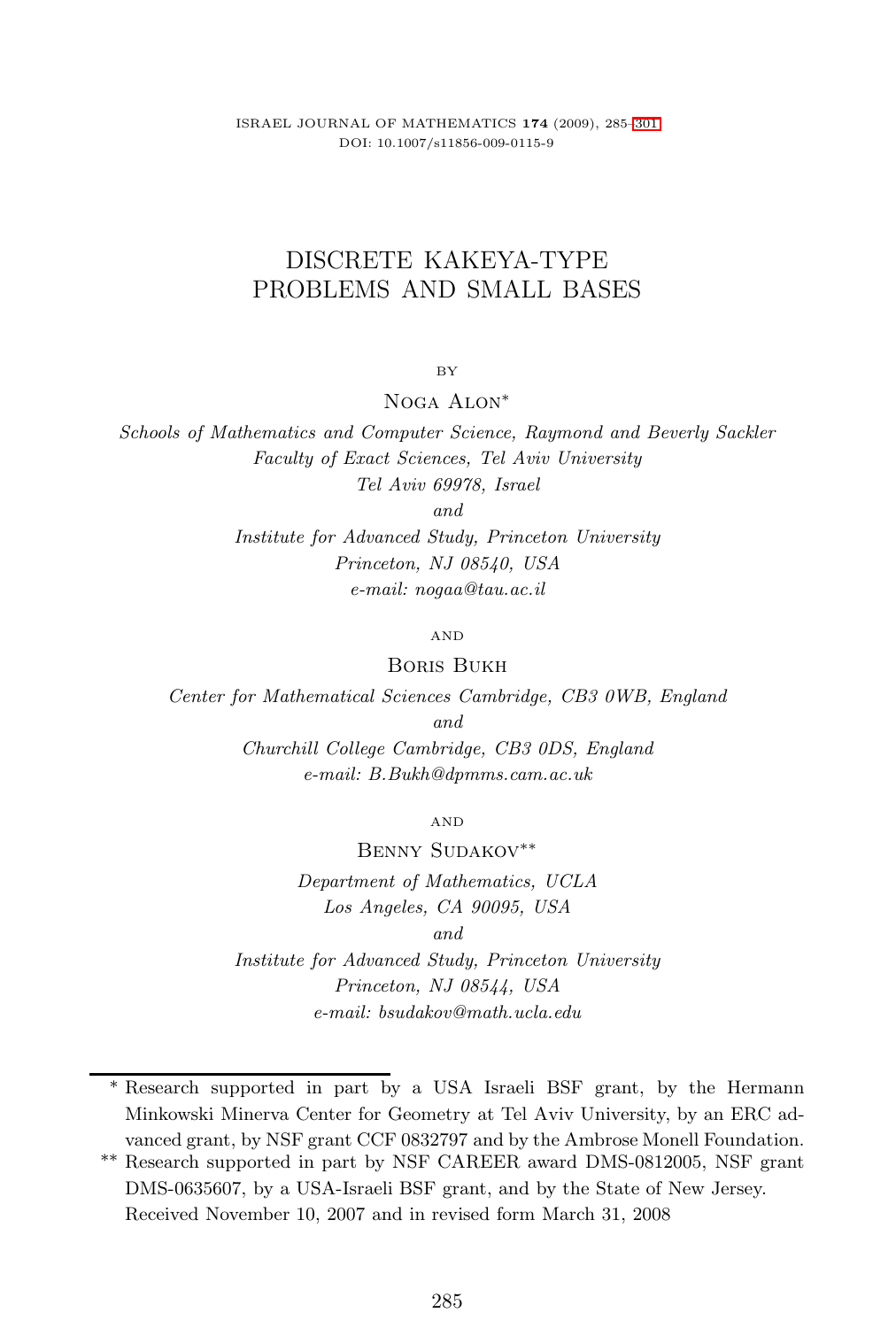# DISCRETE KAKEYA-TYPE PROBLEMS AND SMALL BASES

BY

Noga Alon*

*Schools of Mathematics and Computer Science, Raymond and Beverly Sackler Faculty of Exact Sciences, Tel Aviv University*
*Tel Aviv 69978, Israel*
*and*
*Institute for Advanced Study, Princeton University*
*Princeton, NJ 08540, USA*
*e-mail: nogaa@tau.ac.il*

AND

Boris Bukh

*Center for Mathematical Sciences Cambridge, CB3 0WB, England*
*and*
*Churchill College Cambridge, CB3 0DS, England*
*e-mail: B.Bukh@dpmms.cam.ac.uk*

AND

Benny Sudakov**

*Department of Mathematics, UCLA*
*Los Angeles, CA 90095, USA*
*and*
*Institute for Advanced Study, Princeton University*
*Princeton, NJ 08544, USA*
*e-mail: bsudakov@math.ucla.edu*

---

\* Research supported in part by a USA Israeli BSF grant, by the Hermann Minkowski Minerva Center for Geometry at Tel Aviv University, by an ERC advanced grant, by NSF grant CCF 0832797 and by the Ambrose Monell Foundation.

\*\* Research supported in part by NSF CAREER award DMS-0812005, NSF grant DMS-0635607, by a USA-Israeli BSF grant, and by the State of New Jersey.

Received November 10, 2007 and in revised form March 31, 2008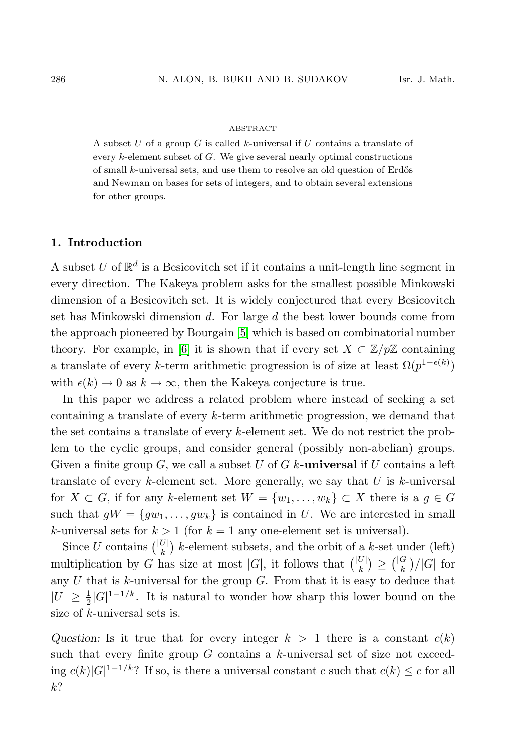ABSTRACT

A subset $U$ of a group $G$ is called $k$-universal if $U$ contains a translate of every $k$-element subset of $G$. We give several nearly optimal constructions of small $k$-universal sets, and use them to resolve an old question of Erdős and Newman on bases for sets of integers, and to obtain several extensions for other groups.

## 1. Introduction

A subset $U$ of $\mathbb{R}^d$ is a Besicovitch set if it contains a unit-length line segment in every direction. The Kakeya problem asks for the smallest possible Minkowski dimension of a Besicovitch set. It is widely conjectured that every Besicovitch set has Minkowski dimension $d$. For large $d$ the best lower bounds come from the approach pioneered by Bourgain [5] which is based on combinatorial number theory. For example, in [6] it is shown that if every set $X \subset \mathbb{Z}/p\mathbb{Z}$ containing a translate of every $k$-term arithmetic progression is of size at least $\Omega(p^{1-\epsilon(k)})$ with $\epsilon(k) \to 0$ as $k \to \infty$, then the Kakeya conjecture is true.

In this paper we address a related problem where instead of seeking a set containing a translate of every $k$-term arithmetic progression, we demand that the set contains a translate of every $k$-element set. We do not restrict the problem to the cyclic groups, and consider general (possibly non-abelian) groups. Given a finite group $G$, we call a subset $U$ of $G$ **$k$-universal** if $U$ contains a left translate of every $k$-element set. More generally, we say that $U$ is $k$-universal for $X \subset G$, if for any $k$-element set $W = \{w_1, \ldots, w_k\} \subset X$ there is a $g \in G$ such that $gW = \{gw_1, \ldots, gw_k\}$ is contained in $U$. We are interested in small $k$-universal sets for $k > 1$ (for $k = 1$ any one-element set is universal).

Since $U$ contains $\binom{|U|}{k}$ $k$-element subsets, and the orbit of a $k$-set under (left) multiplication by $G$ has size at most $|G|$, it follows that $\binom{|U|}{k} \geq \binom{|G|}{k}/|G|$ for any $U$ that is $k$-universal for the group $G$. From that it is easy to deduce that $|U| \geq \frac{1}{2}|G|^{1-1/k}$. It is natural to wonder how sharp this lower bound on the size of $k$-universal sets is.

*Question:* Is it true that for every integer $k > 1$ there is a constant $c(k)$ such that every finite group $G$ contains a $k$-universal set of size not exceeding $c(k)|G|^{1-1/k}$? If so, is there a universal constant $c$ such that $c(k) \leq c$ for all $k$?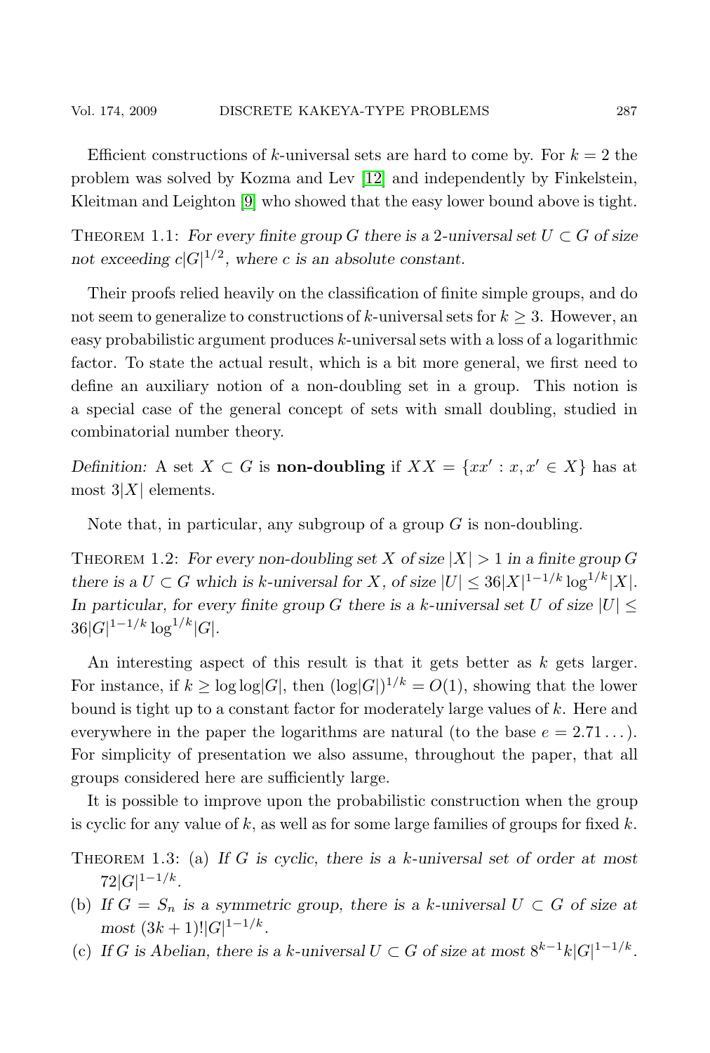Efficient constructions of $k$-universal sets are hard to come by. For $k = 2$ the problem was solved by Kozma and Lev [12] and independently by Finkelstein, Kleitman and Leighton [9] who showed that the easy lower bound above is tight.

THEOREM 1.1: *For every finite group $G$ there is a 2-universal set $U \subset G$ of size not exceeding $c|G|^{1/2}$, where $c$ is an absolute constant.*

Their proofs relied heavily on the classification of finite simple groups, and do not seem to generalize to constructions of $k$-universal sets for $k \geq 3$. However, an easy probabilistic argument produces $k$-universal sets with a loss of a logarithmic factor. To state the actual result, which is a bit more general, we first need to define an auxiliary notion of a non-doubling set in a group. This notion is a special case of the general concept of sets with small doubling, studied in combinatorial number theory.

*Definition:* A set $X \subset G$ is **non-doubling** if $XX = \{xx' : x, x' \in X\}$ has at most $3|X|$ elements.

Note that, in particular, any subgroup of a group $G$ is non-doubling.

THEOREM 1.2: *For every non-doubling set $X$ of size $|X| > 1$ in a finite group $G$ there is a $U \subset G$ which is $k$-universal for $X$, of size $|U| \leq 36|X|^{1-1/k} \log^{1/k}|X|$. In particular, for every finite group $G$ there is a $k$-universal set $U$ of size $|U| \leq 36|G|^{1-1/k} \log^{1/k}|G|$.*

An interesting aspect of this result is that it gets better as $k$ gets larger. For instance, if $k \geq \log\log|G|$, then $(\log|G|)^{1/k} = O(1)$, showing that the lower bound is tight up to a constant factor for moderately large values of $k$. Here and everywhere in the paper the logarithms are natural (to the base $e = 2.71\ldots$). For simplicity of presentation we also assume, throughout the paper, that all groups considered here are sufficiently large.

It is possible to improve upon the probabilistic construction when the group is cyclic for any value of $k$, as well as for some large families of groups for fixed $k$.

THEOREM 1.3: (a) *If $G$ is cyclic, there is a $k$-universal set of order at most $72|G|^{1-1/k}$.*

(b) *If $G = S_n$ is a symmetric group, there is a $k$-universal $U \subset G$ of size at most $(3k+1)!|G|^{1-1/k}$.*

(c) *If $G$ is Abelian, there is a $k$-universal $U \subset G$ of size at most $8^{k-1}k|G|^{1-1/k}$.*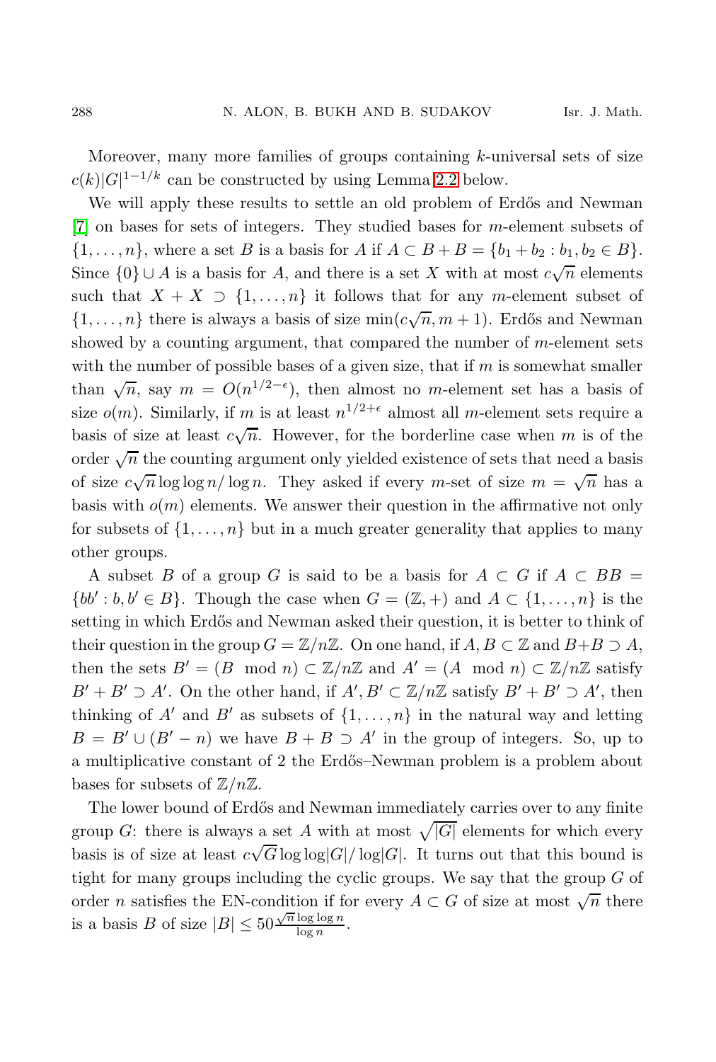Moreover, many more families of groups containing $k$-universal sets of size $c(k)|G|^{1-1/k}$ can be constructed by using Lemma 2.2 below.

We will apply these results to settle an old problem of Erdős and Newman [7] on bases for sets of integers. They studied bases for $m$-element subsets of $\{1,\dots,n\}$, where a set $B$ is a basis for $A$ if $A \subset B+B = \{b_1+b_2 : b_1, b_2 \in B\}$. Since $\{0\} \cup A$ is a basis for $A$, and there is a set $X$ with at most $c\sqrt{n}$ elements such that $X + X \supset \{1,\dots,n\}$ it follows that for any $m$-element subset of $\{1,\dots,n\}$ there is always a basis of size $\min(c\sqrt{n}, m+1)$. Erdős and Newman showed by a counting argument, that compared the number of $m$-element sets with the number of possible bases of a given size, that if $m$ is somewhat smaller than $\sqrt{n}$, say $m = O(n^{1/2-\epsilon})$, then almost no $m$-element set has a basis of size $o(m)$. Similarly, if $m$ is at least $n^{1/2+\epsilon}$ almost all $m$-element sets require a basis of size at least $c\sqrt{n}$. However, for the borderline case when $m$ is of the order $\sqrt{n}$ the counting argument only yielded existence of sets that need a basis of size $c\sqrt{n}\log\log n/\log n$. They asked if every $m$-set of size $m = \sqrt{n}$ has a basis with $o(m)$ elements. We answer their question in the affirmative not only for subsets of $\{1,\dots,n\}$ but in a much greater generality that applies to many other groups.

A subset $B$ of a group $G$ is said to be a basis for $A \subset G$ if $A \subset BB = \{bb' : b, b' \in B\}$. Though the case when $G = (\mathbb{Z},+)$ and $A \subset \{1,\dots,n\}$ is the setting in which Erdős and Newman asked their question, it is better to think of their question in the group $G = \mathbb{Z}/n\mathbb{Z}$. On one hand, if $A, B \subset \mathbb{Z}$ and $B+B \supset A$, then the sets $B' = (B \mod n) \subset \mathbb{Z}/n\mathbb{Z}$ and $A' = (A \mod n) \subset \mathbb{Z}/n\mathbb{Z}$ satisfy $B' + B' \supset A'$. On the other hand, if $A', B' \subset \mathbb{Z}/n\mathbb{Z}$ satisfy $B' + B' \supset A'$, then thinking of $A'$ and $B'$ as subsets of $\{1,\dots,n\}$ in the natural way and letting $B = B' \cup (B' - n)$ we have $B + B \supset A'$ in the group of integers. So, up to a multiplicative constant of 2 the Erdős–Newman problem is a problem about bases for subsets of $\mathbb{Z}/n\mathbb{Z}$.

The lower bound of Erdős and Newman immediately carries over to any finite group $G$: there is always a set $A$ with at most $\sqrt{|G|}$ elements for which every basis is of size at least $c\sqrt{G}\log\log|G|/\log|G|$. It turns out that this bound is tight for many groups including the cyclic groups. We say that the group $G$ of order $n$ satisfies the EN-condition if for every $A \subset G$ of size at most $\sqrt{n}$ there is a basis $B$ of size $|B| \le 50\frac{\sqrt{n}\log\log n}{\log n}$.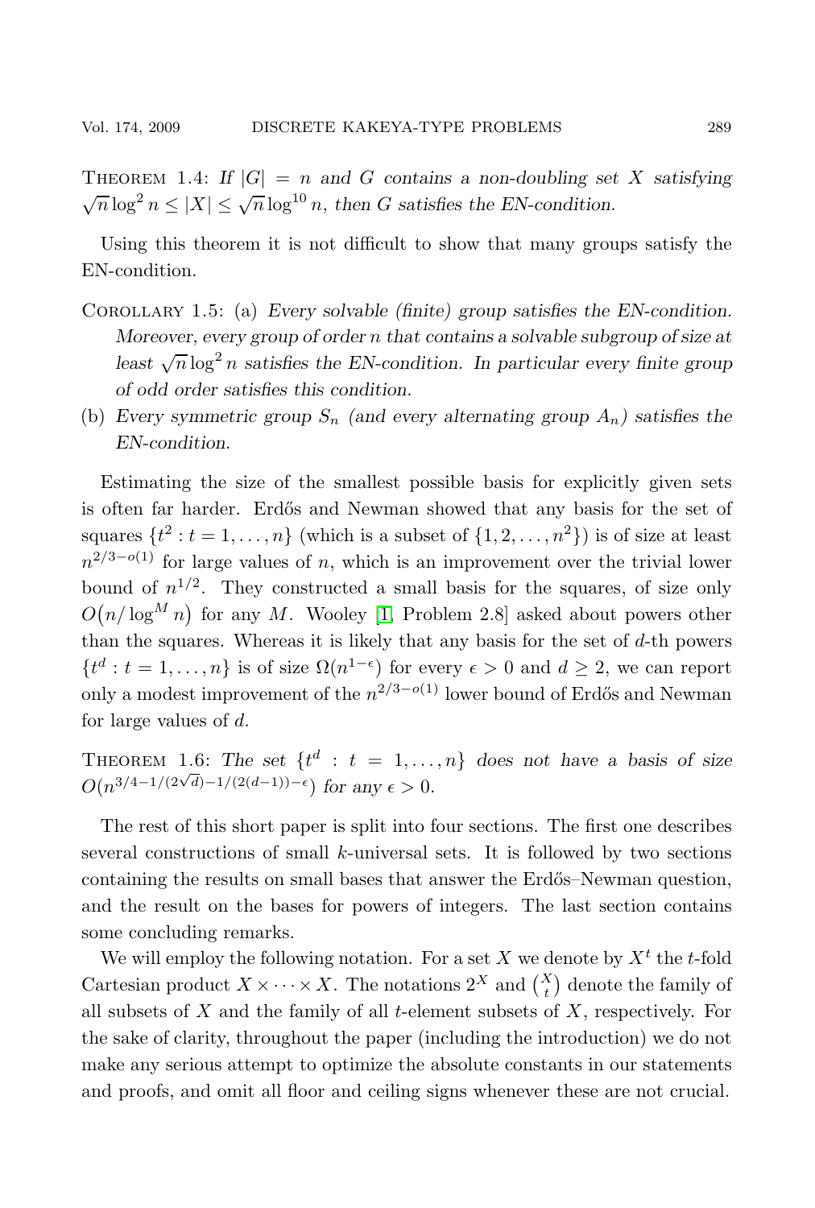**Theorem 1.4:** *If $|G| = n$ and $G$ contains a non-doubling set $X$ satisfying $\sqrt{n}\log^2 n \le |X| \le \sqrt{n}\log^{10} n$, then $G$ satisfies the EN-condition.*

Using this theorem it is not difficult to show that many groups satisfy the EN-condition.

**Corollary 1.5:** (a) *Every solvable (finite) group satisfies the EN-condition. Moreover, every group of order $n$ that contains a solvable subgroup of size at least $\sqrt{n}\log^2 n$ satisfies the EN-condition. In particular every finite group of odd order satisfies this condition.*

(b) *Every symmetric group $S_n$ (and every alternating group $A_n$) satisfies the EN-condition.*

Estimating the size of the smallest possible basis for explicitly given sets is often far harder. Erdős and Newman showed that any basis for the set of squares $\{t^2 : t = 1, \dots, n\}$ (which is a subset of $\{1, 2, \dots, n^2\}$) is of size at least $n^{2/3-o(1)}$ for large values of $n$, which is an improvement over the trivial lower bound of $n^{1/2}$. They constructed a small basis for the squares, of size only $O\big(n/\log^M n\big)$ for any $M$. Wooley [1, Problem 2.8] asked about powers other than the squares. Whereas it is likely that any basis for the set of $d$-th powers $\{t^d : t = 1, \dots, n\}$ is of size $\Omega(n^{1-\epsilon})$ for every $\epsilon > 0$ and $d \ge 2$, we can report only a modest improvement of the $n^{2/3-o(1)}$ lower bound of Erdős and Newman for large values of $d$.

**Theorem 1.6:** *The set $\{t^d : t = 1, \dots, n\}$ does not have a basis of size $O(n^{3/4-1/(2\sqrt{d})-1/(2(d-1))-\epsilon})$ for any $\epsilon > 0$.*

The rest of this short paper is split into four sections. The first one describes several constructions of small $k$-universal sets. It is followed by two sections containing the results on small bases that answer the Erdős–Newman question, and the result on the bases for powers of integers. The last section contains some concluding remarks.

We will employ the following notation. For a set $X$ we denote by $X^t$ the $t$-fold Cartesian product $X \times \cdots \times X$. The notations $2^X$ and $\binom{X}{t}$ denote the family of all subsets of $X$ and the family of all $t$-element subsets of $X$, respectively. For the sake of clarity, throughout the paper (including the introduction) we do not make any serious attempt to optimize the absolute constants in our statements and proofs, and omit all floor and ceiling signs whenever these are not crucial.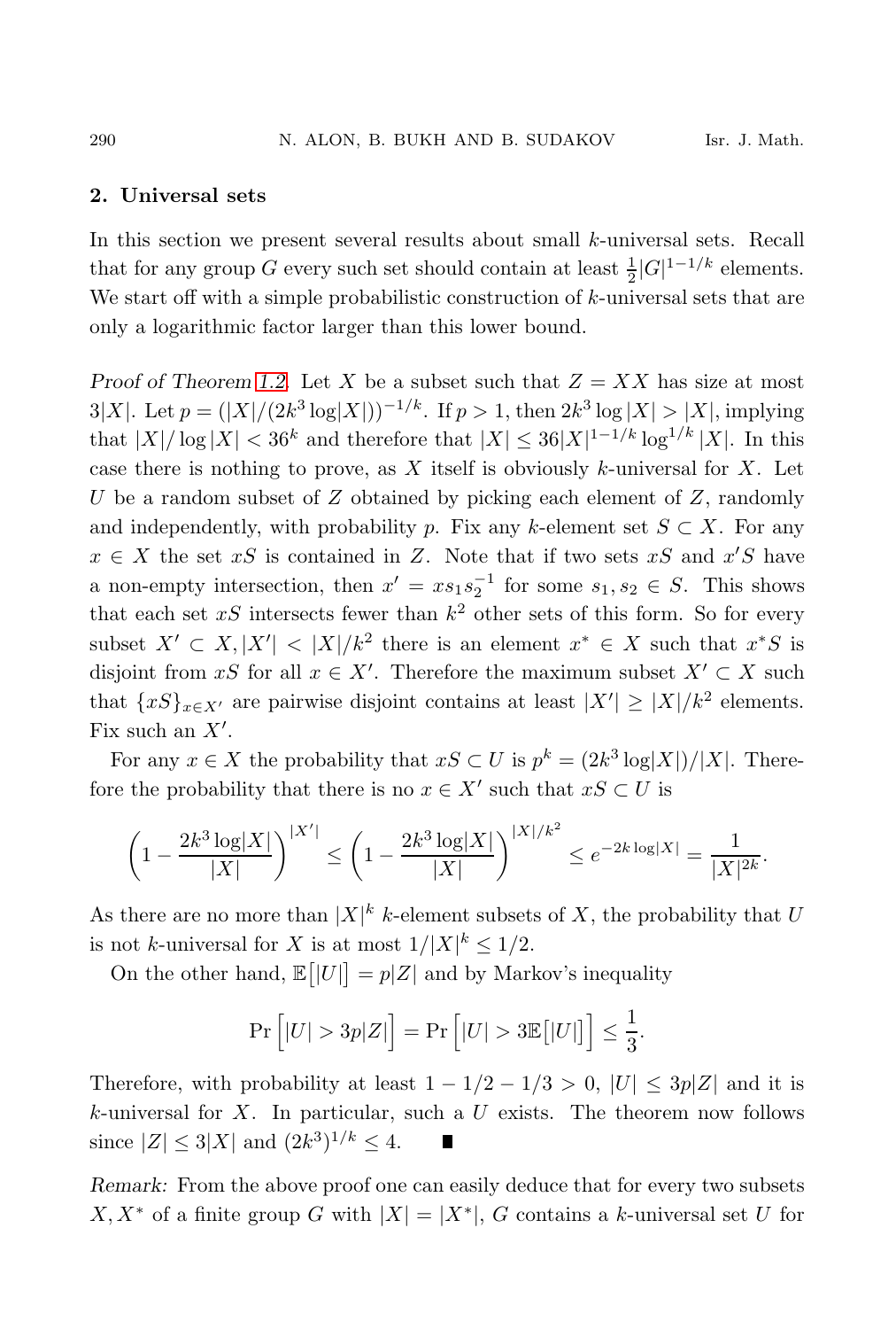## 2. Universal sets

In this section we present several results about small $k$-universal sets. Recall that for any group $G$ every such set should contain at least $\frac{1}{2}|G|^{1-1/k}$ elements. We start off with a simple probabilistic construction of $k$-universal sets that are only a logarithmic factor larger than this lower bound.

*Proof of Theorem 1.2.* Let $X$ be a subset such that $Z = XX$ has size at most $3|X|$. Let $p = (|X|/(2k^3 \log|X|))^{-1/k}$. If $p > 1$, then $2k^3 \log|X| > |X|$, implying that $|X|/\log|X| < 36^k$ and therefore that $|X| \leq 36|X|^{1-1/k} \log^{1/k}|X|$. In this case there is nothing to prove, as $X$ itself is obviously $k$-universal for $X$. Let $U$ be a random subset of $Z$ obtained by picking each element of $Z$, randomly and independently, with probability $p$. Fix any $k$-element set $S \subset X$. For any $x \in X$ the set $xS$ is contained in $Z$. Note that if two sets $xS$ and $x'S$ have a non-empty intersection, then $x' = xs_1s_2^{-1}$ for some $s_1, s_2 \in S$. This shows that each set $xS$ intersects fewer than $k^2$ other sets of this form. So for every subset $X' \subset X, |X'| < |X|/k^2$ there is an element $x^* \in X$ such that $x^*S$ is disjoint from $xS$ for all $x \in X'$. Therefore the maximum subset $X' \subset X$ such that $\{xS\}_{x\in X'}$ are pairwise disjoint contains at least $|X'| \geq |X|/k^2$ elements. Fix such an $X'$.

For any $x \in X$ the probability that $xS \subset U$ is $p^k = (2k^3 \log|X|)/|X|$. Therefore the probability that there is no $x \in X'$ such that $xS \subset U$ is

$$\left(1 - \frac{2k^3 \log|X|}{|X|}\right)^{|X'|} \leq \left(1 - \frac{2k^3 \log|X|}{|X|}\right)^{|X|/k^2} \leq e^{-2k\log|X|} = \frac{1}{|X|^{2k}}.$$

As there are no more than $|X|^k$ $k$-element subsets of $X$, the probability that $U$ is not $k$-universal for $X$ is at most $1/|X|^k \leq 1/2$.

On the other hand, $\mathbb{E}\big[|U|\big] = p|Z|$ and by Markov's inequality

$$\Pr\Big[|U| > 3p|Z|\Big] = \Pr\Big[|U| > 3\mathbb{E}\big[|U|\big]\Big] \leq \frac{1}{3}.$$

Therefore, with probability at least $1 - 1/2 - 1/3 > 0$, $|U| \leq 3p|Z|$ and it is $k$-universal for $X$. In particular, such a $U$ exists. The theorem now follows since $|Z| \leq 3|X|$ and $(2k^3)^{1/k} \leq 4$. ∎

*Remark:* From the above proof one can easily deduce that for every two subsets $X, X^*$ of a finite group $G$ with $|X| = |X^*|$, $G$ contains a $k$-universal set $U$ for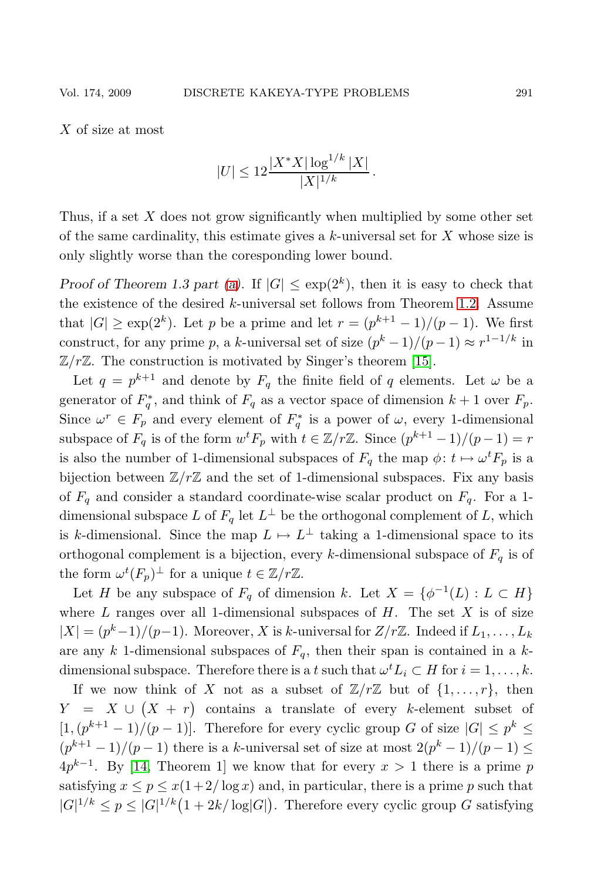$X$ of size at most

$$|U| \leq 12 \frac{|X^*X| \log^{1/k} |X|}{|X|^{1/k}}.$$

Thus, if a set $X$ does not grow significantly when multiplied by some other set of the same cardinality, this estimate gives a $k$-universal set for $X$ whose size is only slightly worse than the coresponding lower bound.

*Proof of Theorem 1.3 part (a).* If $|G| \leq \exp(2^k)$, then it is easy to check that the existence of the desired $k$-universal set follows from Theorem 1.2. Assume that $|G| \geq \exp(2^k)$. Let $p$ be a prime and let $r = (p^{k+1}-1)/(p-1)$. We first construct, for any prime $p$, a $k$-universal set of size $(p^k-1)/(p-1) \approx r^{1-1/k}$ in $\mathbb{Z}/r\mathbb{Z}$. The construction is motivated by Singer's theorem [15].

Let $q = p^{k+1}$ and denote by $F_q$ the finite field of $q$ elements. Let $\omega$ be a generator of $F_q^*$, and think of $F_q$ as a vector space of dimension $k+1$ over $F_p$. Since $\omega^r \in F_p$ and every element of $F_q^*$ is a power of $\omega$, every 1-dimensional subspace of $F_q$ is of the form $w^t F_p$ with $t \in \mathbb{Z}/r\mathbb{Z}$. Since $(p^{k+1}-1)/(p-1) = r$ is also the number of 1-dimensional subspaces of $F_q$ the map $\phi \colon t \mapsto \omega^t F_p$ is a bijection between $\mathbb{Z}/r\mathbb{Z}$ and the set of 1-dimensional subspaces. Fix any basis of $F_q$ and consider a standard coordinate-wise scalar product on $F_q$. For a 1-dimensional subspace $L$ of $F_q$ let $L^\perp$ be the orthogonal complement of $L$, which is $k$-dimensional. Since the map $L \mapsto L^\perp$ taking a 1-dimensional space to its orthogonal complement is a bijection, every $k$-dimensional subspace of $F_q$ is of the form $\omega^t(F_p)^\perp$ for a unique $t \in \mathbb{Z}/r\mathbb{Z}$.

Let $H$ be any subspace of $F_q$ of dimension $k$. Let $X = \{\phi^{-1}(L) : L \subset H\}$ where $L$ ranges over all 1-dimensional subspaces of $H$. The set $X$ is of size $|X| = (p^k-1)/(p-1)$. Moreover, $X$ is $k$-universal for $Z/r\mathbb{Z}$. Indeed if $L_1, \ldots, L_k$ are any $k$ 1-dimensional subspaces of $F_q$, then their span is contained in a $k$-dimensional subspace. Therefore there is a $t$ such that $\omega^t L_i \subset H$ for $i = 1, \ldots, k$.

If we now think of $X$ not as a subset of $\mathbb{Z}/r\mathbb{Z}$ but of $\{1, \ldots, r\}$, then $Y = X \cup \big(X + r\big)$ contains a translate of every $k$-element subset of $[1, (p^{k+1}-1)/(p-1)]$. Therefore for every cyclic group $G$ of size $|G| \leq p^k \leq (p^{k+1}-1)/(p-1)$ there is a $k$-universal set of size at most $2(p^k-1)/(p-1) \leq 4p^{k-1}$. By [14, Theorem 1] we know that for every $x > 1$ there is a prime $p$ satisfying $x \leq p \leq x(1+2/\log x)$ and, in particular, there is a prime $p$ such that $|G|^{1/k} \leq p \leq |G|^{1/k}\big(1 + 2k/\log|G|\big)$. Therefore every cyclic group $G$ satisfying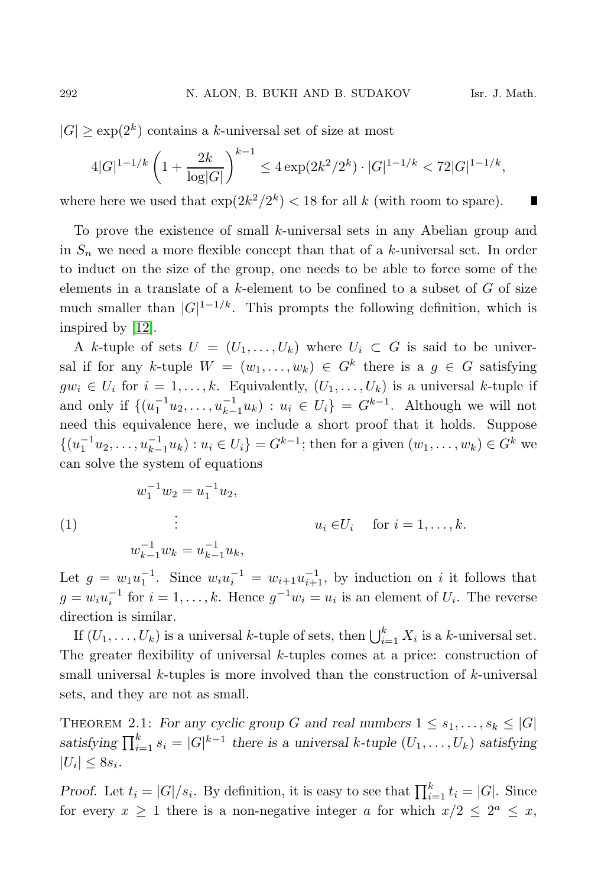$|G| \geq \exp(2^k)$ contains a $k$-universal set of size at most

$$4|G|^{1-1/k}\left(1+\frac{2k}{\log|G|}\right)^{k-1} \leq 4\exp(2k^2/2^k)\cdot|G|^{1-1/k} < 72|G|^{1-1/k},$$

where here we used that $\exp(2k^2/2^k) < 18$ for all $k$ (with room to spare). ∎

To prove the existence of small $k$-universal sets in any Abelian group and in $S_n$ we need a more flexible concept than that of a $k$-universal set. In order to induct on the size of the group, one needs to be able to force some of the elements in a translate of a $k$-element to be confined to a subset of $G$ of size much smaller than $|G|^{1-1/k}$. This prompts the following definition, which is inspired by [12].

A $k$-tuple of sets $U = (U_1, \ldots, U_k)$ where $U_i \subset G$ is said to be universal if for any $k$-tuple $W = (w_1, \ldots, w_k) \in G^k$ there is a $g \in G$ satisfying $gw_i \in U_i$ for $i = 1, \ldots, k$. Equivalently, $(U_1, \ldots, U_k)$ is a universal $k$-tuple if and only if $\{(u_1^{-1}u_2, \ldots, u_{k-1}^{-1}u_k) : u_i \in U_i\} = G^{k-1}$. Although we will not need this equivalence here, we include a short proof that it holds. Suppose $\{(u_1^{-1}u_2, \ldots, u_{k-1}^{-1}u_k) : u_i \in U_i\} = G^{k-1}$; then for a given $(w_1, \ldots, w_k) \in G^k$ we can solve the system of equations

$$(1) \qquad \begin{aligned} w_1^{-1}w_2 &= u_1^{-1}u_2, \\ &\vdots \\ w_{k-1}^{-1}w_k &= u_{k-1}^{-1}u_k, \end{aligned} \qquad\qquad u_i \in U_i \quad \text{for } i = 1, \ldots, k.$$

Let $g = w_1u_1^{-1}$. Since $w_iu_i^{-1} = w_{i+1}u_{i+1}^{-1}$, by induction on $i$ it follows that $g = w_iu_i^{-1}$ for $i = 1, \ldots, k$. Hence $g^{-1}w_i = u_i$ is an element of $U_i$. The reverse direction is similar.

If $(U_1, \ldots, U_k)$ is a universal $k$-tuple of sets, then $\bigcup_{i=1}^k X_i$ is a $k$-universal set. The greater flexibility of universal $k$-tuples comes at a price: construction of small universal $k$-tuples is more involved than the construction of $k$-universal sets, and they are not as small.

**Theorem 2.1:** *For any cyclic group $G$ and real numbers $1 \leq s_1, \ldots, s_k \leq |G|$ satisfying $\prod_{i=1}^k s_i = |G|^{k-1}$ there is a universal $k$-tuple $(U_1, \ldots, U_k)$ satisfying $|U_i| \leq 8s_i$.*

*Proof.* Let $t_i = |G|/s_i$. By definition, it is easy to see that $\prod_{i=1}^k t_i = |G|$. Since for every $x \geq 1$ there is a non-negative integer $a$ for which $x/2 \leq 2^a \leq x$,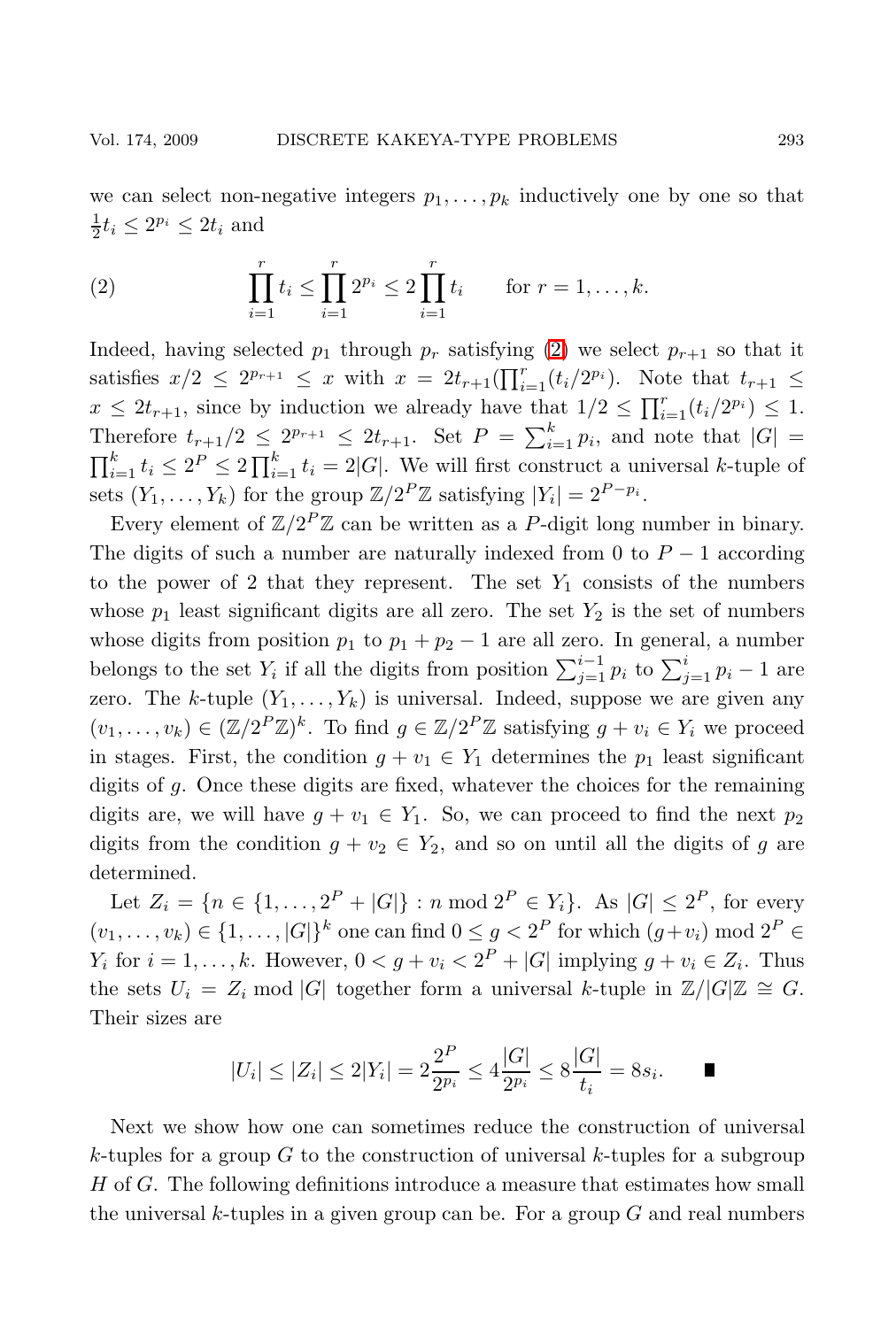we can select non-negative integers $p_1, \dots, p_k$ inductively one by one so that $\frac{1}{2}t_i \le 2^{p_i} \le 2t_i$ and

$$\prod_{i=1}^{r} t_i \le \prod_{i=1}^{r} 2^{p_i} \le 2\prod_{i=1}^{r} t_i \qquad \text{for } r = 1, \dots, k. \tag{2}$$

Indeed, having selected $p_1$ through $p_r$ satisfying (2) we select $p_{r+1}$ so that it satisfies $x/2 \le 2^{p_{r+1}} \le x$ with $x = 2t_{r+1}(\prod_{i=1}^{r}(t_i/2^{p_i}))$. Note that $t_{r+1} \le x \le 2t_{r+1}$, since by induction we already have that $1/2 \le \prod_{i=1}^{r}(t_i/2^{p_i}) \le 1$. Therefore $t_{r+1}/2 \le 2^{p_{r+1}} \le 2t_{r+1}$. Set $P = \sum_{i=1}^{k} p_i$, and note that $|G| = \prod_{i=1}^{k} t_i \le 2^P \le 2\prod_{i=1}^{k} t_i = 2|G|$. We will first construct a universal $k$-tuple of sets $(Y_1, \dots, Y_k)$ for the group $\mathbb{Z}/2^P\mathbb{Z}$ satisfying $|Y_i| = 2^{P-p_i}$.

Every element of $\mathbb{Z}/2^P\mathbb{Z}$ can be written as a $P$-digit long number in binary. The digits of such a number are naturally indexed from 0 to $P-1$ according to the power of 2 that they represent. The set $Y_1$ consists of the numbers whose $p_1$ least significant digits are all zero. The set $Y_2$ is the set of numbers whose digits from position $p_1$ to $p_1 + p_2 - 1$ are all zero. In general, a number belongs to the set $Y_i$ if all the digits from position $\sum_{j=1}^{i-1} p_i$ to $\sum_{j=1}^{i} p_i - 1$ are zero. The $k$-tuple $(Y_1, \dots, Y_k)$ is universal. Indeed, suppose we are given any $(v_1, \dots, v_k) \in (\mathbb{Z}/2^P\mathbb{Z})^k$. To find $g \in \mathbb{Z}/2^P\mathbb{Z}$ satisfying $g + v_i \in Y_i$ we proceed in stages. First, the condition $g + v_1 \in Y_1$ determines the $p_1$ least significant digits of $g$. Once these digits are fixed, whatever the choices for the remaining digits are, we will have $g + v_1 \in Y_1$. So, we can proceed to find the next $p_2$ digits from the condition $g + v_2 \in Y_2$, and so on until all the digits of $g$ are determined.

Let $Z_i = \{n \in \{1, \dots, 2^P + |G|\} : n \bmod 2^P \in Y_i\}$. As $|G| \le 2^P$, for every $(v_1, \dots, v_k) \in \{1, \dots, |G|\}^k$ one can find $0 \le g < 2^P$ for which $(g+v_i) \bmod 2^P \in Y_i$ for $i = 1, \dots, k$. However, $0 < g + v_i < 2^P + |G|$ implying $g + v_i \in Z_i$. Thus the sets $U_i = Z_i \bmod |G|$ together form a universal $k$-tuple in $\mathbb{Z}/|G|\mathbb{Z} \cong G$. Their sizes are

$$|U_i| \le |Z_i| \le 2|Y_i| = 2\frac{2^P}{2^{p_i}} \le 4\frac{|G|}{2^{p_i}} \le 8\frac{|G|}{t_i} = 8s_i. \qquad \blacksquare$$

Next we show how one can sometimes reduce the construction of universal $k$-tuples for a group $G$ to the construction of universal $k$-tuples for a subgroup $H$ of $G$. The following definitions introduce a measure that estimates how small the universal $k$-tuples in a given group can be. For a group $G$ and real numbers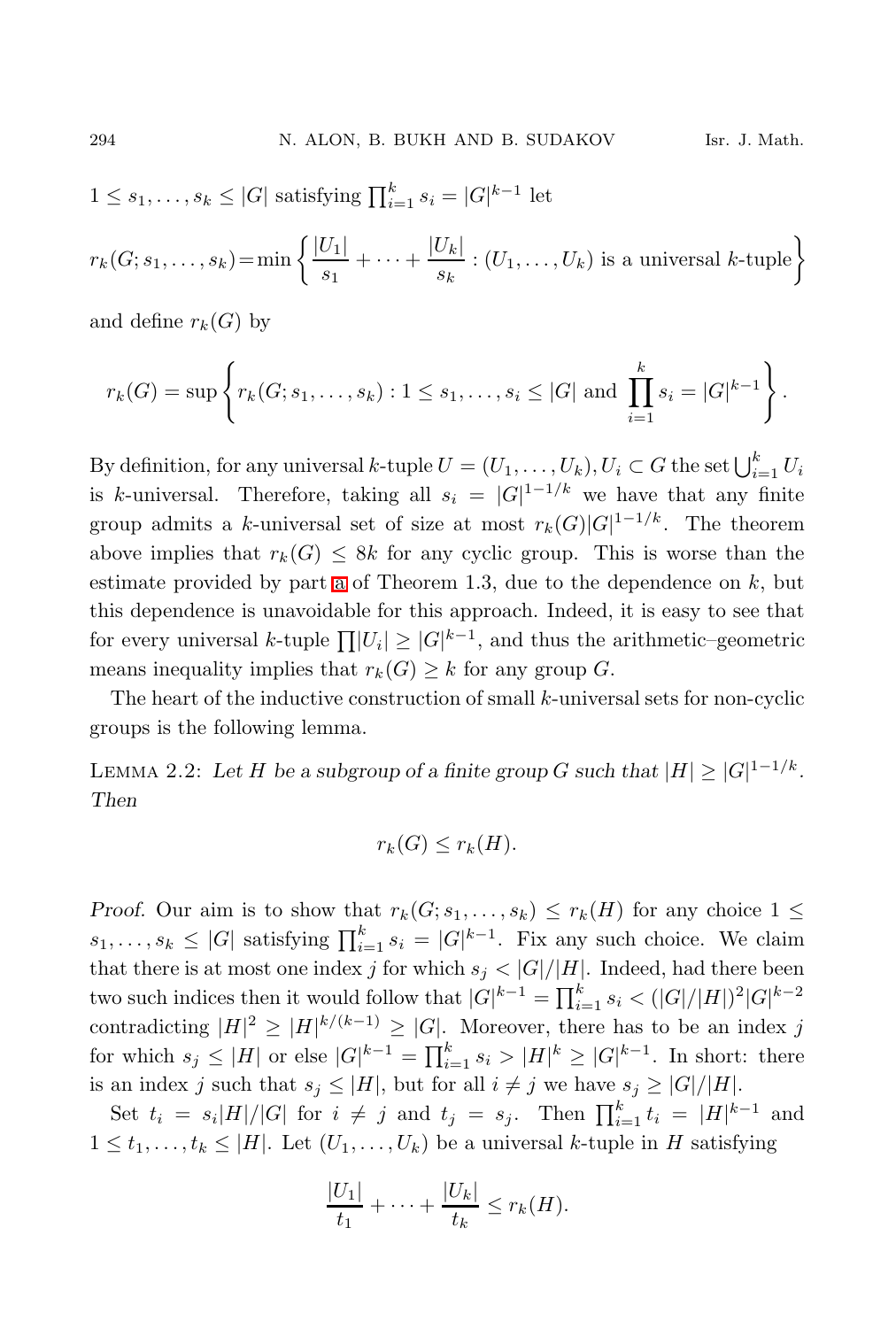$1 \leq s_1, \ldots, s_k \leq |G|$ satisfying $\prod_{i=1}^k s_i = |G|^{k-1}$ let

$$r_k(G; s_1, \ldots, s_k) = \min \left\{ \frac{|U_1|}{s_1} + \cdots + \frac{|U_k|}{s_k} : (U_1, \ldots, U_k) \text{ is a universal } k\text{-tuple} \right\}$$

and define $r_k(G)$ by

$$r_k(G) = \sup \left\{ r_k(G; s_1, \ldots, s_k) : 1 \leq s_1, \ldots, s_i \leq |G| \text{ and } \prod_{i=1}^k s_i = |G|^{k-1} \right\}.$$

By definition, for any universal $k$-tuple $U = (U_1, \ldots, U_k), U_i \subset G$ the set $\bigcup_{i=1}^k U_i$ is $k$-universal. Therefore, taking all $s_i = |G|^{1-1/k}$ we have that any finite group admits a $k$-universal set of size at most $r_k(G)|G|^{1-1/k}$. The theorem above implies that $r_k(G) \leq 8k$ for any cyclic group. This is worse than the estimate provided by part a of Theorem 1.3, due to the dependence on $k$, but this dependence is unavoidable for this approach. Indeed, it is easy to see that for every universal $k$-tuple $\prod |U_i| \geq |G|^{k-1}$, and thus the arithmetic–geometric means inequality implies that $r_k(G) \geq k$ for any group $G$.

The heart of the inductive construction of small $k$-universal sets for non-cyclic groups is the following lemma.

**Lemma 2.2:** *Let $H$ be a subgroup of a finite group $G$ such that $|H| \geq |G|^{1-1/k}$. Then*

$$r_k(G) \leq r_k(H).$$

*Proof.* Our aim is to show that $r_k(G; s_1, \ldots, s_k) \leq r_k(H)$ for any choice $1 \leq s_1, \ldots, s_k \leq |G|$ satisfying $\prod_{i=1}^k s_i = |G|^{k-1}$. Fix any such choice. We claim that there is at most one index $j$ for which $s_j < |G|/|H|$. Indeed, had there been two such indices then it would follow that $|G|^{k-1} = \prod_{i=1}^k s_i < (|G|/|H|)^2 |G|^{k-2}$ contradicting $|H|^2 \geq |H|^{k/(k-1)} \geq |G|$. Moreover, there has to be an index $j$ for which $s_j \leq |H|$ or else $|G|^{k-1} = \prod_{i=1}^k s_i > |H|^k \geq |G|^{k-1}$. In short: there is an index $j$ such that $s_j \leq |H|$, but for all $i \neq j$ we have $s_j \geq |G|/|H|$.

Set $t_i = s_i |H|/|G|$ for $i \neq j$ and $t_j = s_j$. Then $\prod_{i=1}^k t_i = |H|^{k-1}$ and $1 \leq t_1, \ldots, t_k \leq |H|$. Let $(U_1, \ldots, U_k)$ be a universal $k$-tuple in $H$ satisfying

$$\frac{|U_1|}{t_1} + \cdots + \frac{|U_k|}{t_k} \leq r_k(H).$$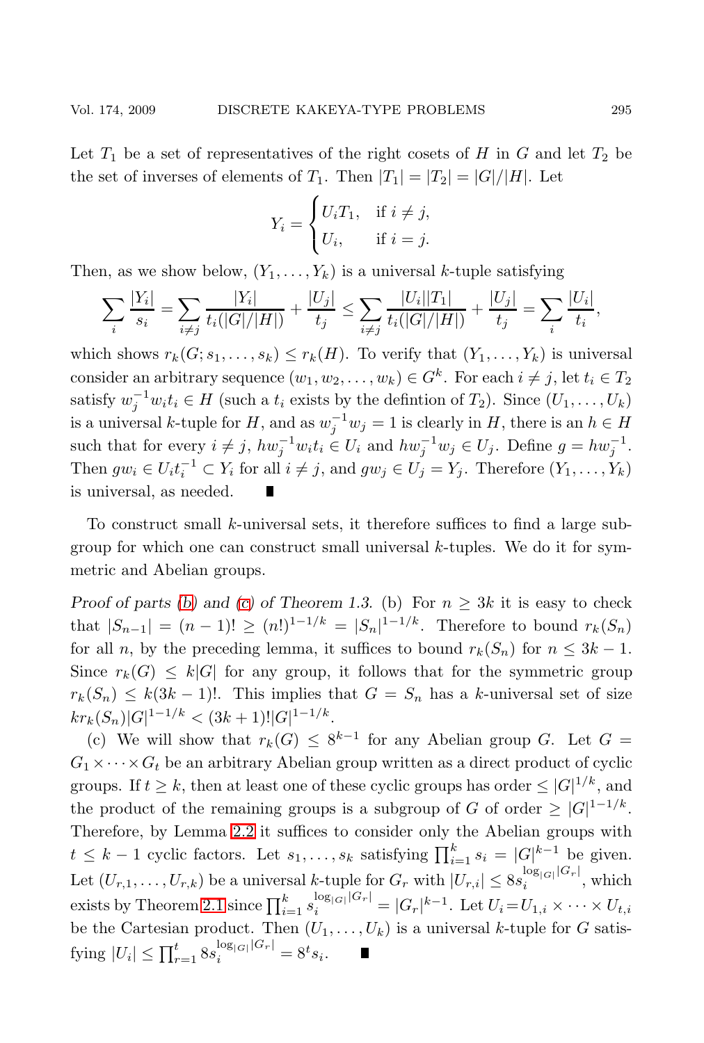Let $T_1$ be a set of representatives of the right cosets of $H$ in $G$ and let $T_2$ be the set of inverses of elements of $T_1$. Then $|T_1| = |T_2| = |G|/|H|$. Let

$$Y_i = \begin{cases} U_i T_1, & \text{if } i \neq j, \\ U_i, & \text{if } i = j. \end{cases}$$

Then, as we show below, $(Y_1, \ldots, Y_k)$ is a universal $k$-tuple satisfying

$$\sum_i \frac{|Y_i|}{s_i} = \sum_{i \neq j} \frac{|Y_i|}{t_i(|G|/|H|)} + \frac{|U_j|}{t_j} \leq \sum_{i \neq j} \frac{|U_i||T_1|}{t_i(|G|/|H|)} + \frac{|U_j|}{t_j} = \sum_i \frac{|U_i|}{t_i},$$

which shows $r_k(G; s_1, \ldots, s_k) \leq r_k(H)$. To verify that $(Y_1, \ldots, Y_k)$ is universal consider an arbitrary sequence $(w_1, w_2, \ldots, w_k) \in G^k$. For each $i \neq j$, let $t_i \in T_2$ satisfy $w_j^{-1} w_i t_i \in H$ (such a $t_i$ exists by the defintion of $T_2$). Since $(U_1, \ldots, U_k)$ is a universal $k$-tuple for $H$, and as $w_j^{-1} w_j = 1$ is clearly in $H$, there is an $h \in H$ such that for every $i \neq j$, $h w_j^{-1} w_i t_i \in U_i$ and $h w_j^{-1} w_j \in U_j$. Define $g = h w_j^{-1}$. Then $g w_i \in U_i t_i^{-1} \subset Y_i$ for all $i \neq j$, and $g w_j \in U_j = Y_j$. Therefore $(Y_1, \ldots, Y_k)$ is universal, as needed. ∎

To construct small $k$-universal sets, it therefore suffices to find a large subgroup for which one can construct small universal $k$-tuples. We do it for symmetric and Abelian groups.

*Proof of parts (b) and (c) of Theorem 1.3.* (b) For $n \geq 3k$ it is easy to check that $|S_{n-1}| = (n-1)! \geq (n!)^{1-1/k} = |S_n|^{1-1/k}$. Therefore to bound $r_k(S_n)$ for all $n$, by the preceding lemma, it suffices to bound $r_k(S_n)$ for $n \leq 3k-1$. Since $r_k(G) \leq k|G|$ for any group, it follows that for the symmetric group $r_k(S_n) \leq k(3k-1)!$. This implies that $G = S_n$ has a $k$-universal set of size $k r_k(S_n) |G|^{1-1/k} < (3k+1)! |G|^{1-1/k}$.

(c) We will show that $r_k(G) \leq 8^{k-1}$ for any Abelian group $G$. Let $G = G_1 \times \cdots \times G_t$ be an arbitrary Abelian group written as a direct product of cyclic groups. If $t \geq k$, then at least one of these cyclic groups has order $\leq |G|^{1/k}$, and the product of the remaining groups is a subgroup of $G$ of order $\geq |G|^{1-1/k}$. Therefore, by Lemma 2.2 it suffices to consider only the Abelian groups with $t \leq k-1$ cyclic factors. Let $s_1, \ldots, s_k$ satisfying $\prod_{i=1}^k s_i = |G|^{k-1}$ be given. Let $(U_{r,1}, \ldots, U_{r,k})$ be a universal $k$-tuple for $G_r$ with $|U_{r,i}| \leq 8 s_i^{\log_{|G|} |G_r|}$, which exists by Theorem 2.1 since $\prod_{i=1}^k s_i^{\log_{|G|} |G_r|} = |G_r|^{k-1}$. Let $U_i = U_{1,i} \times \cdots \times U_{t,i}$ be the Cartesian product. Then $(U_1, \ldots, U_k)$ is a universal $k$-tuple for $G$ satisfying $|U_i| \leq \prod_{r=1}^t 8 s_i^{\log_{|G|} |G_r|} = 8^t s_i$. ∎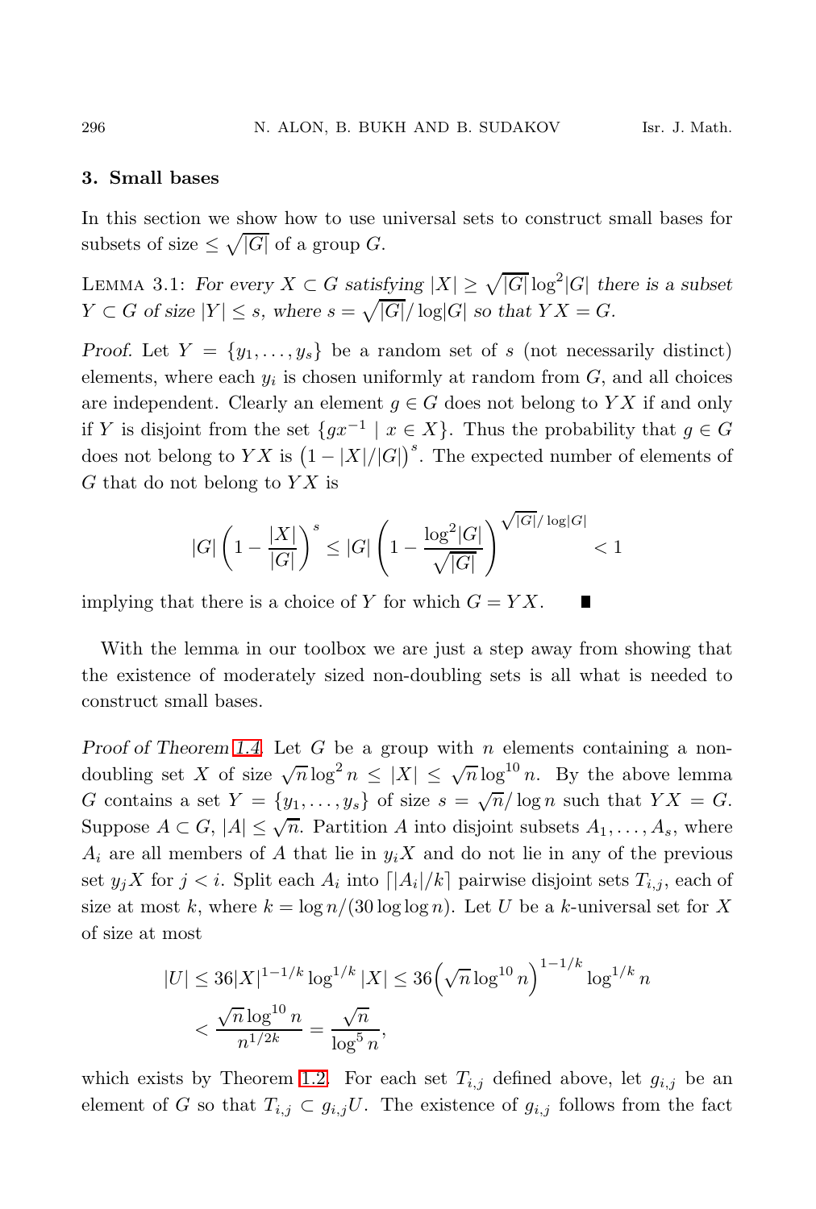## 3. Small bases

In this section we show how to use universal sets to construct small bases for subsets of size $\le \sqrt{|G|}$ of a group $G$.

LEMMA 3.1: *For every $X \subset G$ satisfying $|X| \ge \sqrt{|G|}\log^2|G|$ there is a subset $Y \subset G$ of size $|Y| \le s$, where $s = \sqrt{|G|}/\log|G|$ so that $YX = G$.*

*Proof.* Let $Y = \{y_1, \dots, y_s\}$ be a random set of $s$ (not necessarily distinct) elements, where each $y_i$ is chosen uniformly at random from $G$, and all choices are independent. Clearly an element $g \in G$ does not belong to $YX$ if and only if $Y$ is disjoint from the set $\{gx^{-1} \mid x \in X\}$. Thus the probability that $g \in G$ does not belong to $YX$ is $\left(1 - |X|/|G|\right)^s$. The expected number of elements of $G$ that do not belong to $YX$ is

$$|G|\left(1 - \frac{|X|}{|G|}\right)^s \le |G|\left(1 - \frac{\log^2|G|}{\sqrt{|G|}}\right)^{\sqrt{|G|}/\log|G|} < 1$$

implying that there is a choice of $Y$ for which $G = YX$. ∎

With the lemma in our toolbox we are just a step away from showing that the existence of moderately sized non-doubling sets is all what is needed to construct small bases.

*Proof of Theorem 1.4.* Let $G$ be a group with $n$ elements containing a non-doubling set $X$ of size $\sqrt{n}\log^2 n \le |X| \le \sqrt{n}\log^{10} n$. By the above lemma $G$ contains a set $Y = \{y_1, \dots, y_s\}$ of size $s = \sqrt{n}/\log n$ such that $YX = G$. Suppose $A \subset G$, $|A| \le \sqrt{n}$. Partition $A$ into disjoint subsets $A_1, \dots, A_s$, where $A_i$ are all members of $A$ that lie in $y_iX$ and do not lie in any of the previous set $y_jX$ for $j < i$. Split each $A_i$ into $\lceil |A_i|/k \rceil$ pairwise disjoint sets $T_{i,j}$, each of size at most $k$, where $k = \log n/(30\log\log n)$. Let $U$ be a $k$-universal set for $X$ of size at most

$$\begin{aligned}|U| &\le 36|X|^{1-1/k}\log^{1/k}|X| \le 36\left(\sqrt{n}\log^{10} n\right)^{1-1/k}\log^{1/k} n \\ &< \frac{\sqrt{n}\log^{10} n}{n^{1/2k}} = \frac{\sqrt{n}}{\log^5 n},\end{aligned}$$

which exists by Theorem 1.2. For each set $T_{i,j}$ defined above, let $g_{i,j}$ be an element of $G$ so that $T_{i,j} \subset g_{i,j}U$. The existence of $g_{i,j}$ follows from the fact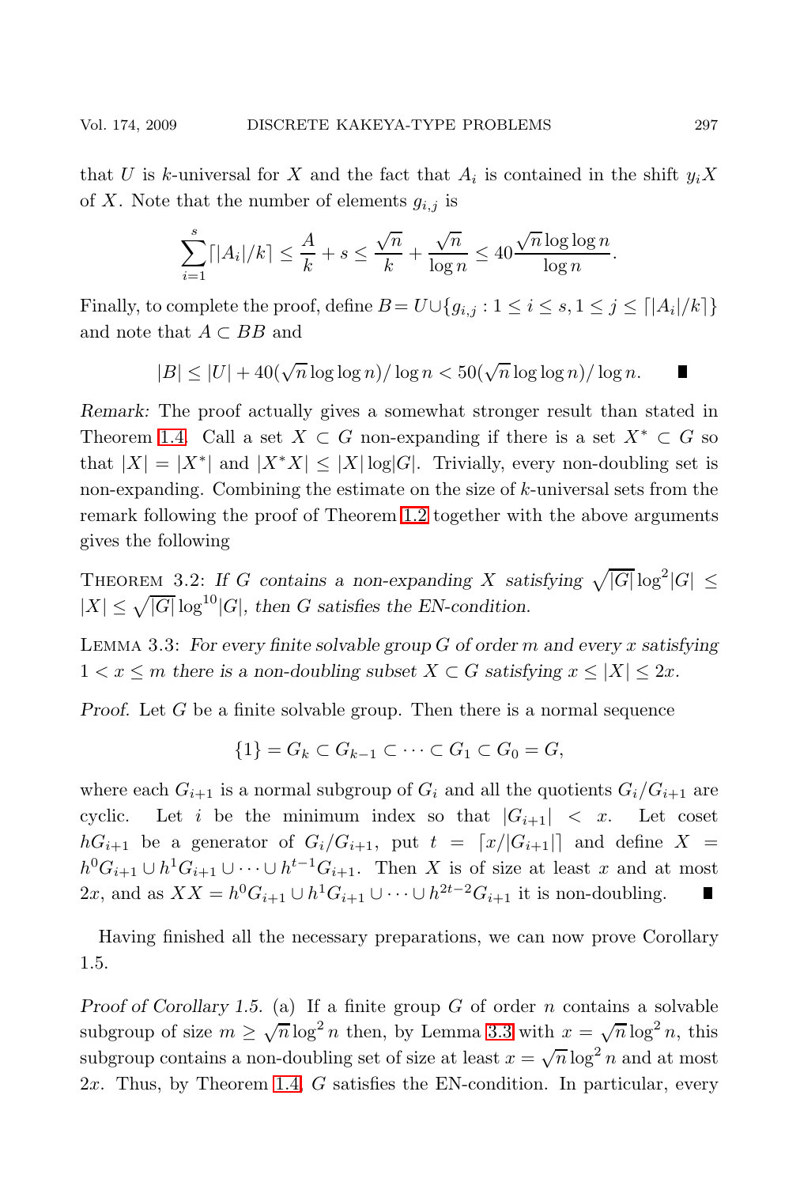that $U$ is $k$-universal for $X$ and the fact that $A_i$ is contained in the shift $y_i X$ of $X$. Note that the number of elements $g_{i,j}$ is

$$\sum_{i=1}^{s} \lceil |A_i|/k \rceil \leq \frac{A}{k} + s \leq \frac{\sqrt{n}}{k} + \frac{\sqrt{n}}{\log n} \leq 40 \frac{\sqrt{n} \log\log n}{\log n}.$$

Finally, to complete the proof, define $B = U \cup \{g_{i,j} : 1 \leq i \leq s, 1 \leq j \leq \lceil |A_i|/k \rceil\}$ and note that $A \subset BB$ and

$$|B| \leq |U| + 40(\sqrt{n} \log\log n)/\log n < 50(\sqrt{n} \log\log n)/\log n. \qquad \blacksquare$$

*Remark:* The proof actually gives a somewhat stronger result than stated in Theorem 1.4. Call a set $X \subset G$ non-expanding if there is a set $X^* \subset G$ so that $|X| = |X^*|$ and $|X^* X| \leq |X| \log |G|$. Trivially, every non-doubling set is non-expanding. Combining the estimate on the size of $k$-universal sets from the remark following the proof of Theorem 1.2 together with the above arguments gives the following

THEOREM 3.2: *If $G$ contains a non-expanding $X$ satisfying $\sqrt{|G|} \log^2 |G| \leq |X| \leq \sqrt{|G|} \log^{10} |G|$, then $G$ satisfies the EN-condition.*

LEMMA 3.3: *For every finite solvable group $G$ of order $m$ and every $x$ satisfying $1 < x \leq m$ there is a non-doubling subset $X \subset G$ satisfying $x \leq |X| \leq 2x$.*

*Proof.* Let $G$ be a finite solvable group. Then there is a normal sequence

$$\{1\} = G_k \subset G_{k-1} \subset \cdots \subset G_1 \subset G_0 = G,$$

where each $G_{i+1}$ is a normal subgroup of $G_i$ and all the quotients $G_i/G_{i+1}$ are cyclic. Let $i$ be the minimum index so that $|G_{i+1}| < x$. Let coset $hG_{i+1}$ be a generator of $G_i/G_{i+1}$, put $t = \lceil x/|G_{i+1}| \rceil$ and define $X = h^0 G_{i+1} \cup h^1 G_{i+1} \cup \cdots \cup h^{t-1} G_{i+1}$. Then $X$ is of size at least $x$ and at most $2x$, and as $XX = h^0 G_{i+1} \cup h^1 G_{i+1} \cup \cdots \cup h^{2t-2} G_{i+1}$ it is non-doubling. $\blacksquare$

Having finished all the necessary preparations, we can now prove Corollary 1.5.

*Proof of Corollary 1.5.* (a) If a finite group $G$ of order $n$ contains a solvable subgroup of size $m \geq \sqrt{n} \log^2 n$ then, by Lemma 3.3 with $x = \sqrt{n} \log^2 n$, this subgroup contains a non-doubling set of size at least $x = \sqrt{n} \log^2 n$ and at most $2x$. Thus, by Theorem 1.4, $G$ satisfies the EN-condition. In particular, every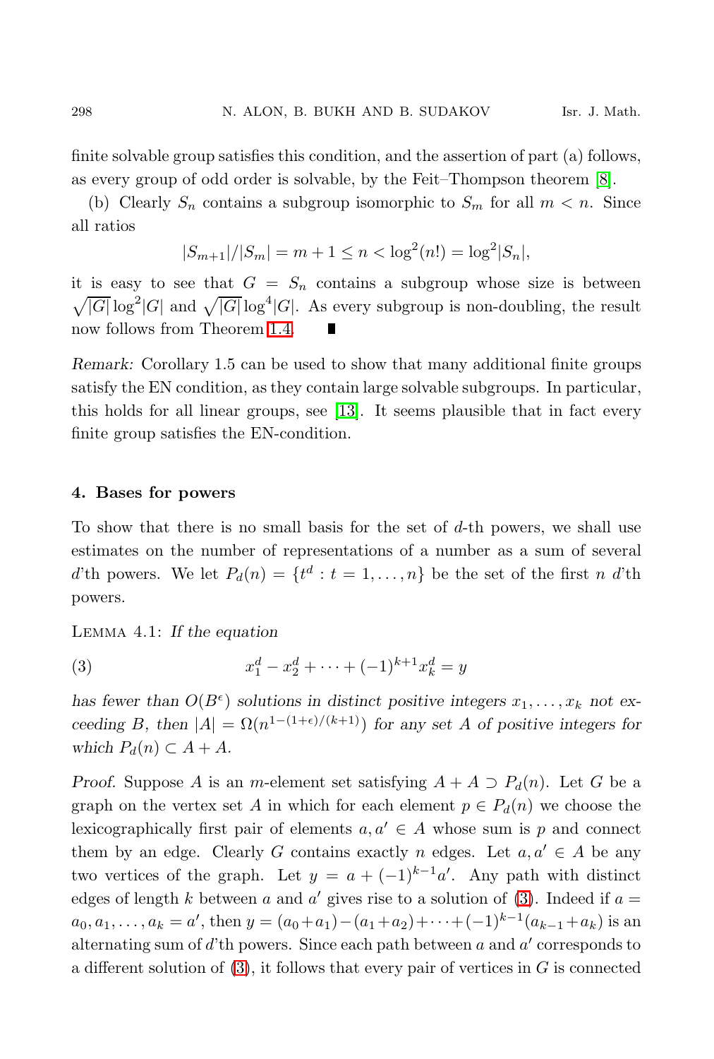finite solvable group satisfies this condition, and the assertion of part (a) follows, as every group of odd order is solvable, by the Feit–Thompson theorem [8].

(b) Clearly $S_n$ contains a subgroup isomorphic to $S_m$ for all $m < n$. Since all ratios

$$|S_{m+1}|/|S_m| = m + 1 \leq n < \log^2(n!) = \log^2|S_n|,$$

it is easy to see that $G = S_n$ contains a subgroup whose size is between $\sqrt{|G|}\log^2|G|$ and $\sqrt{|G|}\log^4|G|$. As every subgroup is non-doubling, the result now follows from Theorem 1.4. ∎

*Remark:* Corollary 1.5 can be used to show that many additional finite groups satisfy the EN condition, as they contain large solvable subgroups. In particular, this holds for all linear groups, see [13]. It seems plausible that in fact every finite group satisfies the EN-condition.

## 4. Bases for powers

To show that there is no small basis for the set of $d$-th powers, we shall use estimates on the number of representations of a number as a sum of several $d$'th powers. We let $P_d(n) = \{t^d : t = 1, \ldots, n\}$ be the set of the first $n$ $d$'th powers.

Lemma 4.1: *If the equation*

$$x_1^d - x_2^d + \cdots + (-1)^{k+1}x_k^d = y \tag{3}$$

*has fewer than $O(B^\epsilon)$ solutions in distinct positive integers $x_1, \ldots, x_k$ not exceeding $B$, then $|A| = \Omega(n^{1-(1+\epsilon)/(k+1)})$ for any set $A$ of positive integers for which $P_d(n) \subset A + A$.*

*Proof.* Suppose $A$ is an $m$-element set satisfying $A + A \supset P_d(n)$. Let $G$ be a graph on the vertex set $A$ in which for each element $p \in P_d(n)$ we choose the lexicographically first pair of elements $a, a' \in A$ whose sum is $p$ and connect them by an edge. Clearly $G$ contains exactly $n$ edges. Let $a, a' \in A$ be any two vertices of the graph. Let $y = a + (-1)^{k-1}a'$. Any path with distinct edges of length $k$ between $a$ and $a'$ gives rise to a solution of (3). Indeed if $a = a_0, a_1, \ldots, a_k = a'$, then $y = (a_0+a_1)-(a_1+a_2)+\cdots+(-1)^{k-1}(a_{k-1}+a_k)$ is an alternating sum of $d$'th powers. Since each path between $a$ and $a'$ corresponds to a different solution of (3), it follows that every pair of vertices in $G$ is connected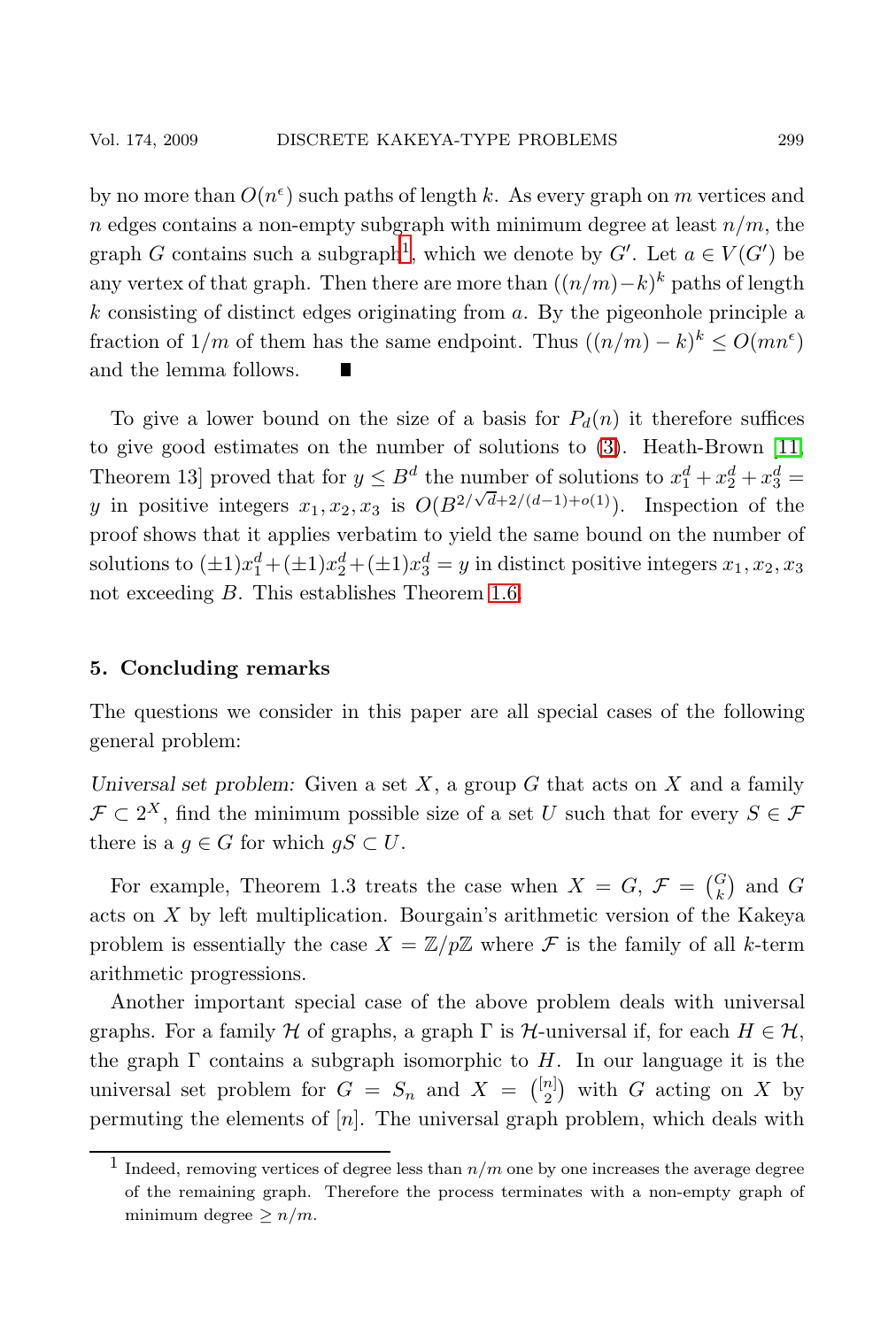by no more than $O(n^\epsilon)$ such paths of length $k$. As every graph on $m$ vertices and $n$ edges contains a non-empty subgraph with minimum degree at least $n/m$, the graph $G$ contains such a subgraph[1], which we denote by $G'$. Let $a \in V(G')$ be any vertex of that graph. Then there are more than $((n/m)-k)^k$ paths of length $k$ consisting of distinct edges originating from $a$. By the pigeonhole principle a fraction of $1/m$ of them has the same endpoint. Thus $((n/m)-k)^k \leq O(mn^\epsilon)$ and the lemma follows. ∎

To give a lower bound on the size of a basis for $P_d(n)$ it therefore suffices to give good estimates on the number of solutions to (3). Heath-Brown [11, Theorem 13] proved that for $y \leq B^d$ the number of solutions to $x_1^d + x_2^d + x_3^d = y$ in positive integers $x_1, x_2, x_3$ is $O(B^{2/\sqrt{d}+2/(d-1)+o(1)})$. Inspection of the proof shows that it applies verbatim to yield the same bound on the number of solutions to $(\pm 1)x_1^d + (\pm 1)x_2^d + (\pm 1)x_3^d = y$ in distinct positive integers $x_1, x_2, x_3$ not exceeding $B$. This establishes Theorem 1.6.

## 5. Concluding remarks

The questions we consider in this paper are all special cases of the following general problem:

*Universal set problem:* Given a set $X$, a group $G$ that acts on $X$ and a family $\mathcal{F} \subset 2^X$, find the minimum possible size of a set $U$ such that for every $S \in \mathcal{F}$ there is a $g \in G$ for which $gS \subset U$.

For example, Theorem 1.3 treats the case when $X = G$, $\mathcal{F} = \binom{G}{k}$ and $G$ acts on $X$ by left multiplication. Bourgain's arithmetic version of the Kakeya problem is essentially the case $X = \mathbb{Z}/p\mathbb{Z}$ where $\mathcal{F}$ is the family of all $k$-term arithmetic progressions.

Another important special case of the above problem deals with universal graphs. For a family $\mathcal{H}$ of graphs, a graph $\Gamma$ is $\mathcal{H}$-universal if, for each $H \in \mathcal{H}$, the graph $\Gamma$ contains a subgraph isomorphic to $H$. In our language it is the universal set problem for $G = S_n$ and $X = \binom{[n]}{2}$ with $G$ acting on $X$ by permuting the elements of $[n]$. The universal graph problem, which deals with

[1] Indeed, removing vertices of degree less than $n/m$ one by one increases the average degree of the remaining graph. Therefore the process terminates with a non-empty graph of minimum degree $\geq n/m$.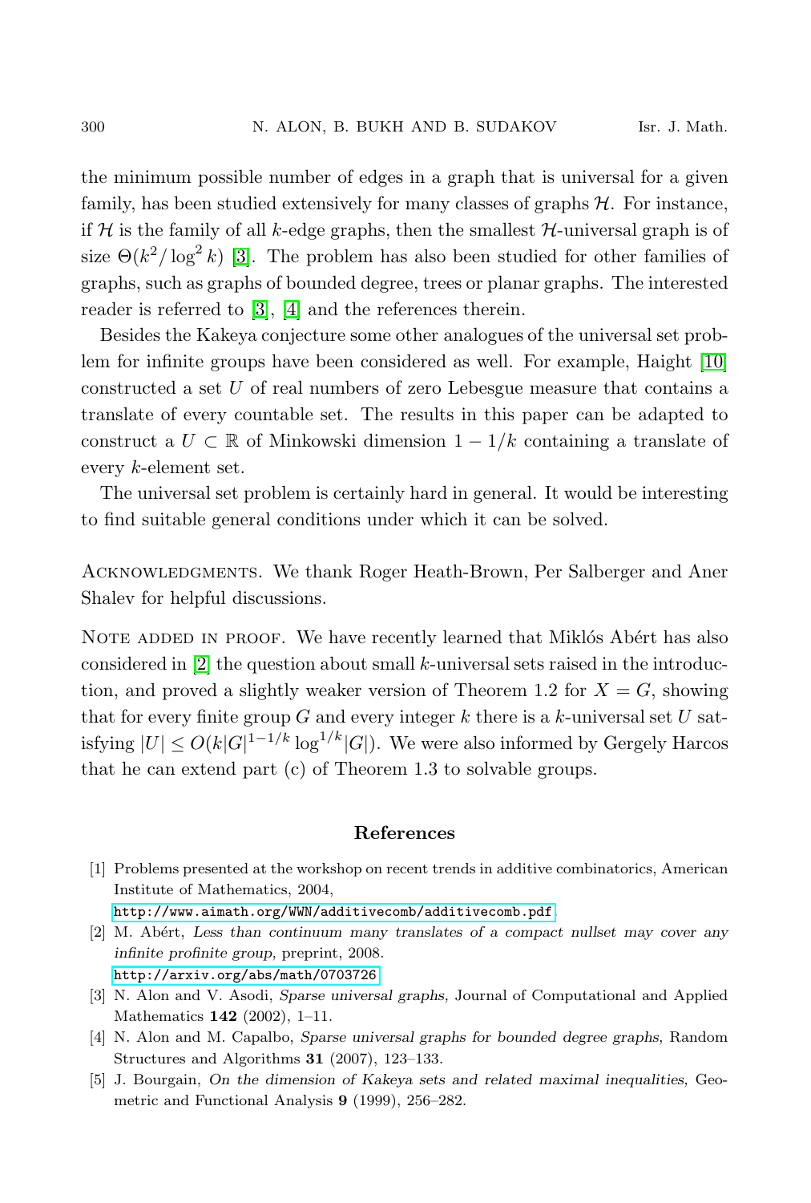the minimum possible number of edges in a graph that is universal for a given family, has been studied extensively for many classes of graphs $\mathcal{H}$. For instance, if $\mathcal{H}$ is the family of all $k$-edge graphs, then the smallest $\mathcal{H}$-universal graph is of size $\Theta(k^2/\log^2 k)$ [3]. The problem has also been studied for other families of graphs, such as graphs of bounded degree, trees or planar graphs. The interested reader is referred to [3], [4] and the references therein.

Besides the Kakeya conjecture some other analogues of the universal set problem for infinite groups have been considered as well. For example, Haight [10] constructed a set $U$ of real numbers of zero Lebesgue measure that contains a translate of every countable set. The results in this paper can be adapted to construct a $U \subset \mathbb{R}$ of Minkowski dimension $1 - 1/k$ containing a translate of every $k$-element set.

The universal set problem is certainly hard in general. It would be interesting to find suitable general conditions under which it can be solved.

Acknowledgments. We thank Roger Heath-Brown, Per Salberger and Aner Shalev for helpful discussions.

Note added in proof. We have recently learned that Miklós Abért has also considered in [2] the question about small $k$-universal sets raised in the introduction, and proved a slightly weaker version of Theorem 1.2 for $X = G$, showing that for every finite group $G$ and every integer $k$ there is a $k$-universal set $U$ satisfying $|U| \le O(k|G|^{1-1/k} \log^{1/k}|G|)$. We were also informed by Gergely Harcos that he can extend part (c) of Theorem 1.3 to solvable groups.

## References

[1] Problems presented at the workshop on recent trends in additive combinatorics, American Institute of Mathematics, 2004, http://www.aimath.org/WWN/additivecomb/additivecomb.pdf.

[2] M. Abért, *Less than continuum many translates of a compact nullset may cover any infinite profinite group*, preprint, 2008. http://arxiv.org/abs/math/0703726

[3] N. Alon and V. Asodi, *Sparse universal graphs*, Journal of Computational and Applied Mathematics **142** (2002), 1–11.

[4] N. Alon and M. Capalbo, *Sparse universal graphs for bounded degree graphs*, Random Structures and Algorithms **31** (2007), 123–133.

[5] J. Bourgain, *On the dimension of Kakeya sets and related maximal inequalities*, Geometric and Functional Analysis **9** (1999), 256–282.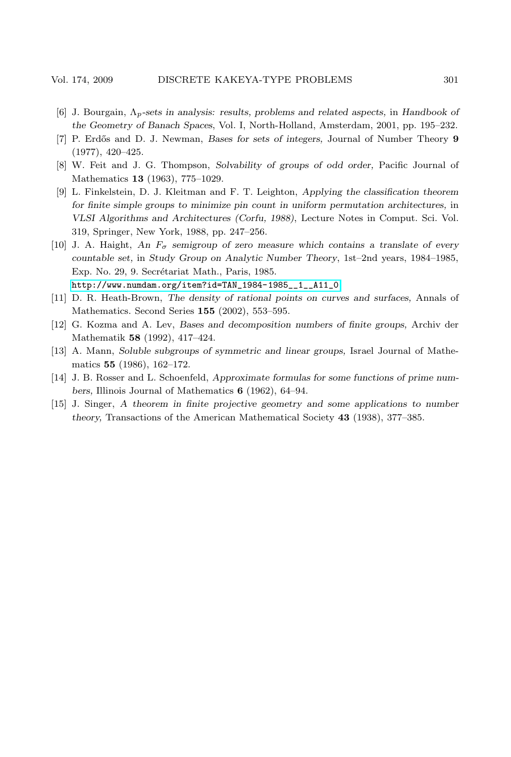[6] J. Bourgain, *$\Lambda_p$-sets in analysis: results, problems and related aspects*, in *Handbook of the Geometry of Banach Spaces*, Vol. I, North-Holland, Amsterdam, 2001, pp. 195–232.

[7] P. Erdős and D. J. Newman, *Bases for sets of integers*, Journal of Number Theory **9** (1977), 420–425.

[8] W. Feit and J. G. Thompson, *Solvability of groups of odd order*, Pacific Journal of Mathematics **13** (1963), 775–1029.

[9] L. Finkelstein, D. J. Kleitman and F. T. Leighton, *Applying the classification theorem for finite simple groups to minimize pin count in uniform permutation architectures*, in *VLSI Algorithms and Architectures (Corfu, 1988)*, Lecture Notes in Comput. Sci. Vol. 319, Springer, New York, 1988, pp. 247–256.

[10] J. A. Haight, *An $F_\sigma$ semigroup of zero measure which contains a translate of every countable set*, in *Study Group on Analytic Number Theory*, 1st–2nd years, 1984–1985, Exp. No. 29, 9. Secrétariat Math., Paris, 1985. http://www.numdam.org/item?id=TAN_1984-1985__1__A11_0

[11] D. R. Heath-Brown, *The density of rational points on curves and surfaces*, Annals of Mathematics. Second Series **155** (2002), 553–595.

[12] G. Kozma and A. Lev, *Bases and decomposition numbers of finite groups*, Archiv der Mathematik **58** (1992), 417–424.

[13] A. Mann, *Soluble subgroups of symmetric and linear groups*, Israel Journal of Mathematics **55** (1986), 162–172.

[14] J. B. Rosser and L. Schoenfeld, *Approximate formulas for some functions of prime numbers*, Illinois Journal of Mathematics **6** (1962), 64–94.

[15] J. Singer, *A theorem in finite projective geometry and some applications to number theory*, Transactions of the American Mathematical Society **43** (1938), 377–385.